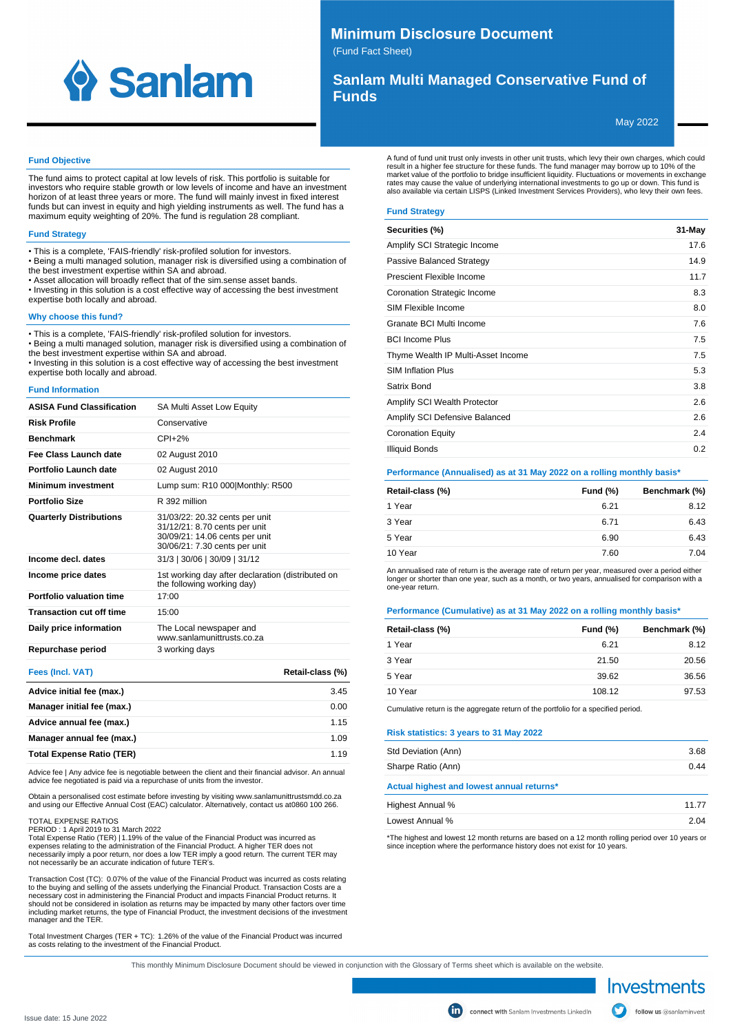# Minimum Disclosure Document

(Fund Fact Sheet)

## Sanlam Multi Managed Conservative Fund of Funds

May 2022

### Fund Objective

The fund aims to protect capital at low levels of risk. This portfolio is suitable for investors who require stable growth or low levels of income and have an investment horizon of at least three years or more. The fund will mainly invest in fixed interest funds but can invest in equity and high yielding instruments as well. The fund has a maximum equity weighting of 20%. The fund is regulation 28 compliant.

### Fund Strategy

- This is a complete, 'FAIS-friendly' risk-profiled solution for investors.
- Being a multi managed solution, manager risk is diversified using a combination of the best investment expertise within SA and abroad.
- Asset allocation will broadly reflect that of the sim.sense asset bands.
- Investing in this solution is a cost effective way of accessing the best investment expertise both locally and abroad.

### Why choose this fund?

- This is a complete, 'FAIS-friendly' risk-profiled solution for investors.
- Being a multi managed solution, manager risk is diversified using a combination of the best investment expertise within SA and abroad.
- Investing in this solution is a cost effective way of accessing the best investment expertise both locally and abroad.

### Fund Information

| | |
|---|---|
| **ASISA Fund Classification** | SA Multi Asset Low Equity |
| **Risk Profile** | Conservative |
| **Benchmark** | CPI+2% |
| **Fee Class Launch date** | 02 August 2010 |
| **Portfolio Launch date** | 02 August 2010 |
| **Minimum investment** | Lump sum: R10 000\|Monthly: R500 |
| **Portfolio Size** | R 392 million |
| **Quarterly Distributions** | 31/03/22: 20.32 cents per unit<br>31/12/21: 8.70 cents per unit<br>30/09/21: 14.06 cents per unit<br>30/06/21: 7.30 cents per unit |
| **Income decl. dates** | 31/3 \| 30/06 \| 30/09 \| 31/12 |
| **Income price dates** | 1st working day after declaration (distributed on the following working day) |
| **Portfolio valuation time** | 17:00 |
| **Transaction cut off time** | 15:00 |
| **Daily price information** | The Local newspaper and www.sanlamunittrusts.co.za |
| **Repurchase period** | 3 working days |

| Fees (Incl. VAT) | Retail-class (%) |
|---|---|
| **Advice initial fee (max.)** | 3.45 |
| **Manager initial fee (max.)** | 0.00 |
| **Advice annual fee (max.)** | 1.15 |
| **Manager annual fee (max.)** | 1.09 |
| **Total Expense Ratio (TER)** | 1.19 |

Advice fee | Any advice fee is negotiable between the client and their financial advisor. An annual advice fee negotiated is paid via a repurchase of units from the investor.

Obtain a personalised cost estimate before investing by visiting www.sanlamunittrustsmdd.co.za and using our Effective Annual Cost (EAC) calculator. Alternatively, contact us at0860 100 266.

TOTAL EXPENSE RATIOS
PERIOD : 1 April 2019 to 31 March 2022
Total Expense Ratio (TER) | 1.19% of the value of the Financial Product was incurred as expenses relating to the administration of the Financial Product. A higher TER does not necessarily imply a poor return, nor does a low TER imply a good return. The current TER may not necessarily be an accurate indication of future TER's.

Transaction Cost (TC): 0.07% of the value of the Financial Product was incurred as costs relating to the buying and selling of the assets underlying the Financial Product. Transaction Costs are a necessary cost in administering the Financial Product and impacts Financial Product returns. It should not be considered in isolation as returns may be impacted by many other factors over time including market returns, the type of Financial Product, the investment decisions of the investment manager and the TER.

Total Investment Charges (TER + TC): 1.26% of the value of the Financial Product was incurred as costs relating to the investment of the Financial Product.

A fund of fund unit trust only invests in other unit trusts, which levy their own charges, which could result in a higher fee structure for these funds. The fund manager may borrow up to 10% of the market value of the portfolio to bridge insufficient liquidity. Fluctuations or movements in exchange rates may cause the value of underlying international investments to go up or down. This fund is also available via certain LISPS (Linked Investment Services Providers), who levy their own fees.

### Fund Strategy

| Securities (%) | 31-May |
|---|---|
| Amplify SCI Strategic Income | 17.6 |
| Passive Balanced Strategy | 14.9 |
| Prescient Flexible Income | 11.7 |
| Coronation Strategic Income | 8.3 |
| SIM Flexible Income | 8.0 |
| Granate BCI Multi Income | 7.6 |
| BCI Income Plus | 7.5 |
| Thyme Wealth IP Multi-Asset Income | 7.5 |
| SIM Inflation Plus | 5.3 |
| Satrix Bond | 3.8 |
| Amplify SCI Wealth Protector | 2.6 |
| Amplify SCI Defensive Balanced | 2.6 |
| Coronation Equity | 2.4 |
| Illiquid Bonds | 0.2 |

### Performance (Annualised) as at 31 May 2022 on a rolling monthly basis*

| Retail-class (%) | Fund (%) | Benchmark (%) |
|---|---|---|
| 1 Year | 6.21 | 8.12 |
| 3 Year | 6.71 | 6.43 |
| 5 Year | 6.90 | 6.43 |
| 10 Year | 7.60 | 7.04 |

An annualised rate of return is the average rate of return per year, measured over a period either longer or shorter than one year, such as a month, or two years, annualised for comparison with a one-year return.

### Performance (Cumulative) as at 31 May 2022 on a rolling monthly basis*

| Retail-class (%) | Fund (%) | Benchmark (%) |
|---|---|---|
| 1 Year | 6.21 | 8.12 |
| 3 Year | 21.50 | 20.56 |
| 5 Year | 39.62 | 36.56 |
| 10 Year | 108.12 | 97.53 |

Cumulative return is the aggregate return of the portfolio for a specified period.

### Risk statistics: 3 years to 31 May 2022

| | |
|---|---|
| Std Deviation (Ann) | 3.68 |
| Sharpe Ratio (Ann) | 0.44 |

### Actual highest and lowest annual returns*

| | |
|---|---|
| Highest Annual % | 11.77 |
| Lowest Annual % | 2.04 |

*The highest and lowest 12 month returns are based on a 12 month rolling period over 10 years or since inception where the performance history does not exist for 10 years.

This monthly Minimum Disclosure Document should be viewed in conjunction with the Glossary of Terms sheet which is available on the website.

Issue date: 15 June 2022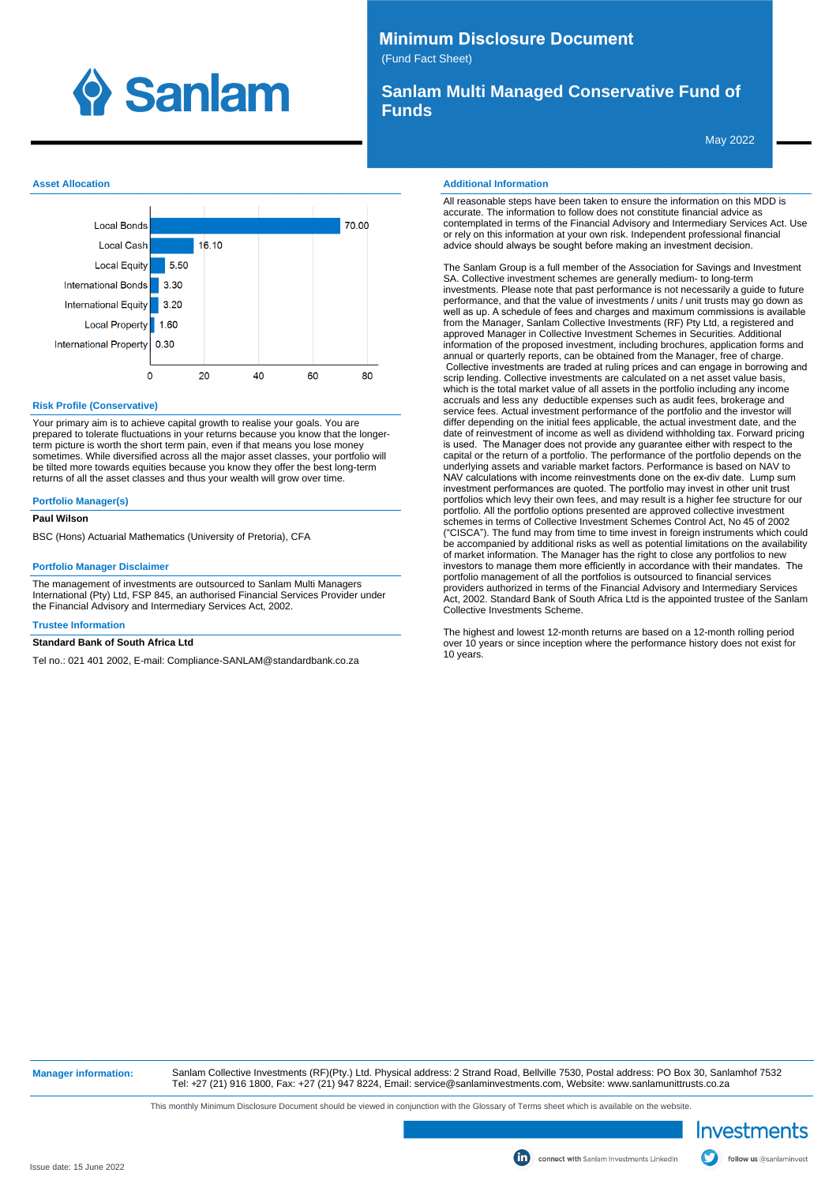# Minimum Disclosure Document

(Fund Fact Sheet)

## Sanlam Multi Managed Conservative Fund of Funds

May 2022

### Asset Allocation

Local Bonds 70.00
Local Cash 16.10
Local Equity 5.50
International Bonds 3.30
International Equity 3.20
Local Property 1.60
International Property 0.30

0 20 40 60 80

### Risk Profile (Conservative)

Your primary aim is to achieve capital growth to realise your goals. You are prepared to tolerate fluctuations in your returns because you know that the longer-term picture is worth the short term pain, even if that means you lose money sometimes. While diversified across all the major asset classes, your portfolio will be tilted more towards equities because you know they offer the best long-term returns of all the asset classes and thus your wealth will grow over time.

### Portfolio Manager(s)

**Paul Wilson**

BSC (Hons) Actuarial Mathematics (University of Pretoria), CFA

### Portfolio Manager Disclaimer

The management of investments are outsourced to Sanlam Multi Managers International (Pty) Ltd, FSP 845, an authorised Financial Services Provider under the Financial Advisory and Intermediary Services Act, 2002.

### Trustee Information

**Standard Bank of South Africa Ltd**

Tel no.: 021 401 2002, E-mail: Compliance-SANLAM@standardbank.co.za

### Additional Information

All reasonable steps have been taken to ensure the information on this MDD is accurate. The information to follow does not constitute financial advice as contemplated in terms of the Financial Advisory and Intermediary Services Act. Use or rely on this information at your own risk. Independent professional financial advice should always be sought before making an investment decision.

The Sanlam Group is a full member of the Association for Savings and Investment SA. Collective investment schemes are generally medium- to long-term investments. Please note that past performance is not necessarily a guide to future performance, and that the value of investments / units / unit trusts may go down as well as up. A schedule of fees and charges and maximum commissions is available from the Manager, Sanlam Collective Investments (RF) Pty Ltd, a registered and approved Manager in Collective Investment Schemes in Securities. Additional information of the proposed investment, including brochures, application forms and annual or quarterly reports, can be obtained from the Manager, free of charge. Collective investments are traded at ruling prices and can engage in borrowing and scrip lending. Collective investments are calculated on a net asset value basis, which is the total market value of all assets in the portfolio including any income accruals and less any deductible expenses such as audit fees, brokerage and service fees. Actual investment performance of the portfolio and the investor will differ depending on the initial fees applicable, the actual investment date, and the date of reinvestment of income as well as dividend withholding tax. Forward pricing is used. The Manager does not provide any guarantee either with respect to the capital or the return of a portfolio. The performance of the portfolio depends on the underlying assets and variable market factors. Performance is based on NAV to NAV calculations with income reinvestments done on the ex-div date. Lump sum investment performances are quoted. The portfolio may invest in other unit trust portfolios which levy their own fees, and may result is a higher fee structure for our portfolio. All the portfolio options presented are approved collective investment schemes in terms of Collective Investment Schemes Control Act, No 45 of 2002 ("CISCA"). The fund may from time to time invest in foreign instruments which could be accompanied by additional risks as well as potential limitations on the availability of market information. The Manager has the right to close any portfolios to new investors to manage them more efficiently in accordance with their mandates. The portfolio management of all the portfolios is outsourced to financial services providers authorized in terms of the Financial Advisory and Intermediary Services Act, 2002. Standard Bank of South Africa Ltd is the appointed trustee of the Sanlam Collective Investments Scheme.

The highest and lowest 12-month returns are based on a 12-month rolling period over 10 years or since inception where the performance history does not exist for 10 years.

**Manager information:** Sanlam Collective Investments (RF)(Pty.) Ltd. Physical address: 2 Strand Road, Bellville 7530, Postal address: PO Box 30, Sanlamhof 7532
Tel: +27 (21) 916 1800, Fax: +27 (21) 947 8224, Email: service@sanlaminvestments.com, Website: www.sanlamunittrusts.co.za

This monthly Minimum Disclosure Document should be viewed in conjunction with the Glossary of Terms sheet which is available on the website.

Issue date: 15 June 2022